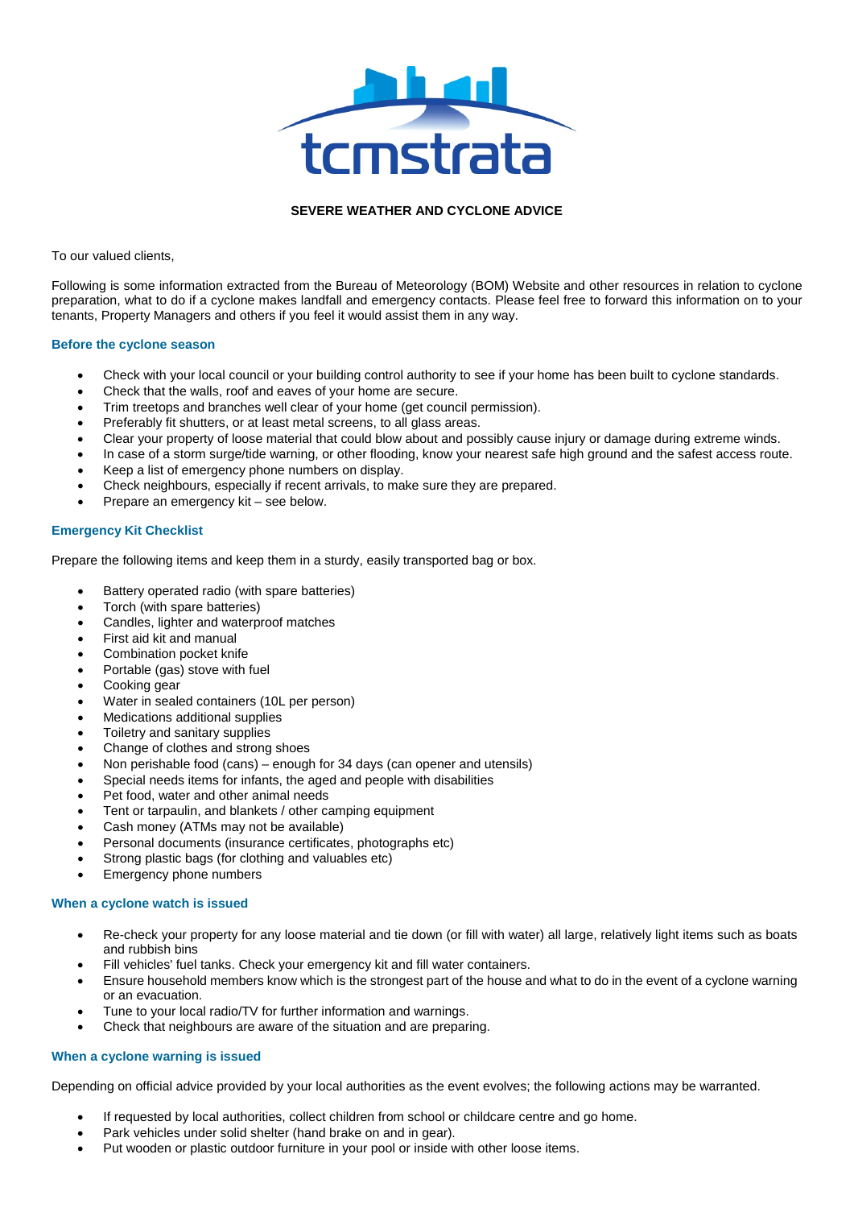tcmstrata

**SEVERE WEATHER AND CYCLONE ADVICE**

To our valued clients,

Following is some information extracted from the Bureau of Meteorology (BOM) Website and other resources in relation to cyclone preparation, what to do if a cyclone makes landfall and emergency contacts. Please feel free to forward this information on to your tenants, Property Managers and others if you feel it would assist them in any way.

### Before the cyclone season

- Check with your local council or your building control authority to see if your home has been built to cyclone standards.
- Check that the walls, roof and eaves of your home are secure.
- Trim treetops and branches well clear of your home (get council permission).
- Preferably fit shutters, or at least metal screens, to all glass areas.
- Clear your property of loose material that could blow about and possibly cause injury or damage during extreme winds.
- In case of a storm surge/tide warning, or other flooding, know your nearest safe high ground and the safest access route.
- Keep a list of emergency phone numbers on display.
- Check neighbours, especially if recent arrivals, to make sure they are prepared.
- Prepare an emergency kit – see below.

### Emergency Kit Checklist

Prepare the following items and keep them in a sturdy, easily transported bag or box.

- Battery operated radio (with spare batteries)
- Torch (with spare batteries)
- Candles, lighter and waterproof matches
- First aid kit and manual
- Combination pocket knife
- Portable (gas) stove with fuel
- Cooking gear
- Water in sealed containers (10L per person)
- Medications additional supplies
- Toiletry and sanitary supplies
- Change of clothes and strong shoes
- Non perishable food (cans) – enough for 34 days (can opener and utensils)
- Special needs items for infants, the aged and people with disabilities
- Pet food, water and other animal needs
- Tent or tarpaulin, and blankets / other camping equipment
- Cash money (ATMs may not be available)
- Personal documents (insurance certificates, photographs etc)
- Strong plastic bags (for clothing and valuables etc)
- Emergency phone numbers

### When a cyclone watch is issued

- Re-check your property for any loose material and tie down (or fill with water) all large, relatively light items such as boats and rubbish bins
- Fill vehicles' fuel tanks. Check your emergency kit and fill water containers.
- Ensure household members know which is the strongest part of the house and what to do in the event of a cyclone warning or an evacuation.
- Tune to your local radio/TV for further information and warnings.
- Check that neighbours are aware of the situation and are preparing.

### When a cyclone warning is issued

Depending on official advice provided by your local authorities as the event evolves; the following actions may be warranted.

- If requested by local authorities, collect children from school or childcare centre and go home.
- Park vehicles under solid shelter (hand brake on and in gear).
- Put wooden or plastic outdoor furniture in your pool or inside with other loose items.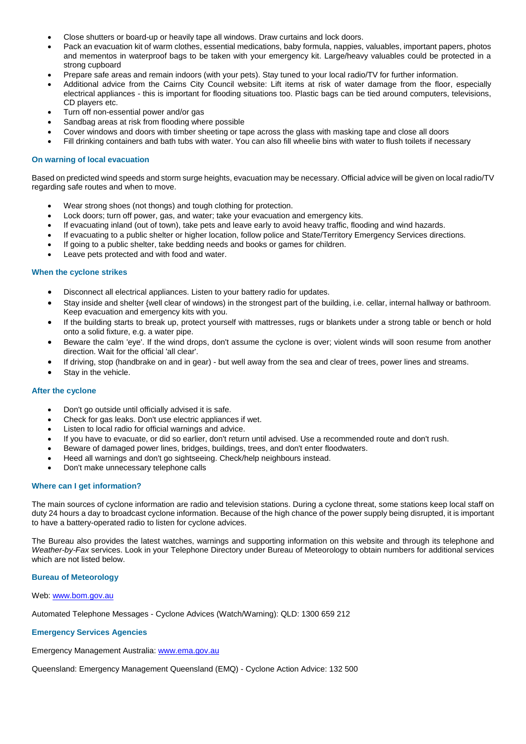- Close shutters or board-up or heavily tape all windows. Draw curtains and lock doors.
- Pack an evacuation kit of warm clothes, essential medications, baby formula, nappies, valuables, important papers, photos and mementos in waterproof bags to be taken with your emergency kit. Large/heavy valuables could be protected in a strong cupboard
- Prepare safe areas and remain indoors (with your pets). Stay tuned to your local radio/TV for further information.
- Additional advice from the Cairns City Council website: Lift items at risk of water damage from the floor, especially electrical appliances - this is important for flooding situations too. Plastic bags can be tied around computers, televisions, CD players etc.
- Turn off non-essential power and/or gas
- Sandbag areas at risk from flooding where possible
- Cover windows and doors with timber sheeting or tape across the glass with masking tape and close all doors
- Fill drinking containers and bath tubs with water. You can also fill wheelie bins with water to flush toilets if necessary

### On warning of local evacuation

Based on predicted wind speeds and storm surge heights, evacuation may be necessary. Official advice will be given on local radio/TV regarding safe routes and when to move.

- Wear strong shoes (not thongs) and tough clothing for protection.
- Lock doors; turn off power, gas, and water; take your evacuation and emergency kits.
- If evacuating inland (out of town), take pets and leave early to avoid heavy traffic, flooding and wind hazards.
- If evacuating to a public shelter or higher location, follow police and State/Territory Emergency Services directions.
- If going to a public shelter, take bedding needs and books or games for children.
- Leave pets protected and with food and water.

### When the cyclone strikes

- Disconnect all electrical appliances. Listen to your battery radio for updates.
- Stay inside and shelter {well clear of windows) in the strongest part of the building, i.e. cellar, internal hallway or bathroom. Keep evacuation and emergency kits with you.
- If the building starts to break up, protect yourself with mattresses, rugs or blankets under a strong table or bench or hold onto a solid fixture, e.g. a water pipe.
- Beware the calm 'eye'. If the wind drops, don't assume the cyclone is over; violent winds will soon resume from another direction. Wait for the official 'all clear'.
- If driving, stop (handbrake on and in gear) - but well away from the sea and clear of trees, power lines and streams.
- Stay in the vehicle.

### After the cyclone

- Don't go outside until officially advised it is safe.
- Check for gas leaks. Don't use electric appliances if wet.
- Listen to local radio for official warnings and advice.
- If you have to evacuate, or did so earlier, don't return until advised. Use a recommended route and don't rush.
- Beware of damaged power lines, bridges, buildings, trees, and don't enter floodwaters.
- Heed all warnings and don't go sightseeing. Check/help neighbours instead.
- Don't make unnecessary telephone calls

### Where can I get information?

The main sources of cyclone information are radio and television stations. During a cyclone threat, some stations keep local staff on duty 24 hours a day to broadcast cyclone information. Because of the high chance of the power supply being disrupted, it is important to have a battery-operated radio to listen for cyclone advices.

The Bureau also provides the latest watches, warnings and supporting information on this website and through its telephone and *Weather-by-Fax* services. Look in your Telephone Directory under Bureau of Meteorology to obtain numbers for additional services which are not listed below.

### Bureau of Meteorology

Web: [www.bom.gov.au](http://www.bom.gov.au)

Automated Telephone Messages - Cyclone Advices (Watch/Warning): QLD: 1300 659 212

### Emergency Services Agencies

Emergency Management Australia: [www.ema.gov.au](http://www.ema.gov.au)

Queensland: Emergency Management Queensland (EMQ) - Cyclone Action Advice: 132 500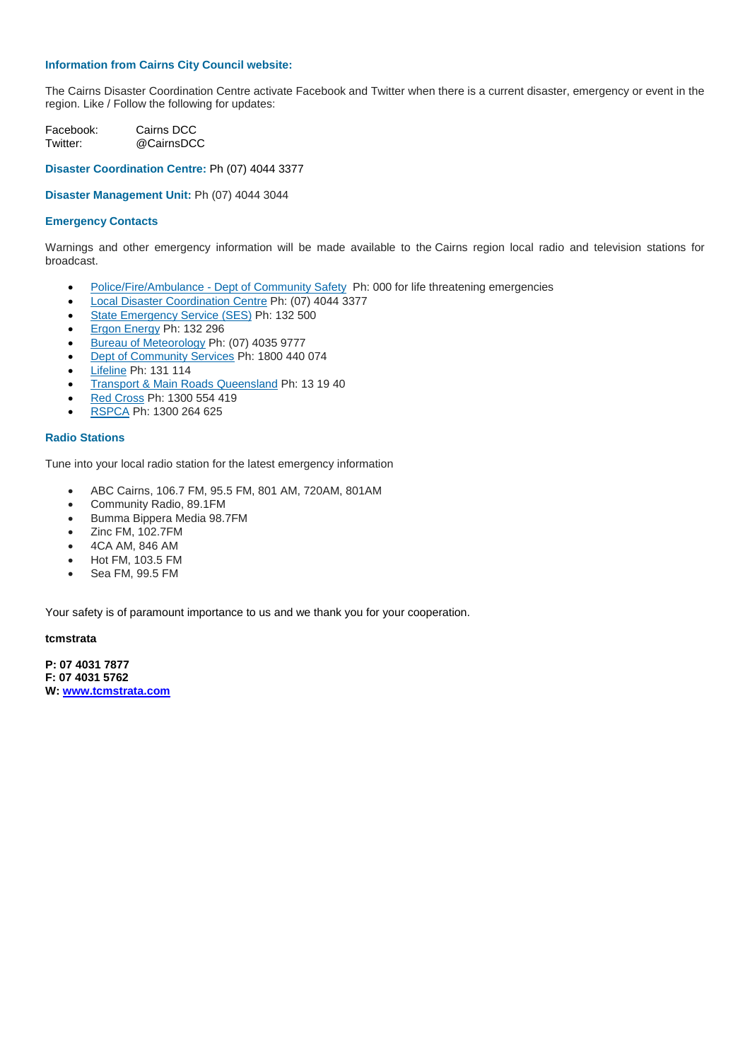**Information from Cairns City Council website:**

The Cairns Disaster Coordination Centre activate Facebook and Twitter when there is a current disaster, emergency or event in the region. Like / Follow the following for updates:

Facebook: Cairns DCC
Twitter: @CairnsDCC

**Disaster Coordination Centre:** Ph (07) 4044 3377

**Disaster Management Unit:** Ph (07) 4044 3044

**Emergency Contacts**

Warnings and other emergency information will be made available to the Cairns region local radio and television stations for broadcast.

- Police/Fire/Ambulance - Dept of Community Safety Ph: 000 for life threatening emergencies
- Local Disaster Coordination Centre Ph: (07) 4044 3377
- State Emergency Service (SES) Ph: 132 500
- Ergon Energy Ph: 132 296
- Bureau of Meteorology Ph: (07) 4035 9777
- Dept of Community Services Ph: 1800 440 074
- Lifeline Ph: 131 114
- Transport & Main Roads Queensland Ph: 13 19 40
- Red Cross Ph: 1300 554 419
- RSPCA Ph: 1300 264 625

**Radio Stations**

Tune into your local radio station for the latest emergency information

- ABC Cairns, 106.7 FM, 95.5 FM, 801 AM, 720AM, 801AM
- Community Radio, 89.1FM
- Bumma Bippera Media 98.7FM
- Zinc FM, 102.7FM
- 4CA AM, 846 AM
- Hot FM, 103.5 FM
- Sea FM, 99.5 FM

Your safety is of paramount importance to us and we thank you for your cooperation.

**tcmstrata**

**P: 07 4031 7877**
**F: 07 4031 5762**
**W: www.tcmstrata.com**